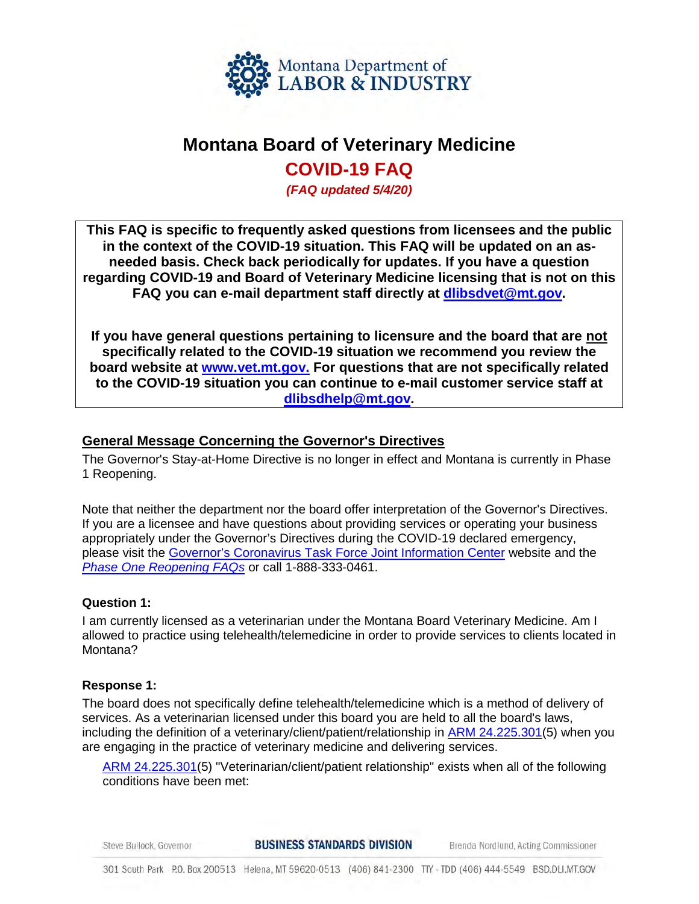Montana Department of LABOR & INDUSTRY

# Montana Board of Veterinary Medicine

## COVID-19 FAQ

***(FAQ updated 5/4/20)***

**This FAQ is specific to frequently asked questions from licensees and the public in the context of the COVID-19 situation. This FAQ will be updated on an as-needed basis. Check back periodically for updates. If you have a question regarding COVID-19 and Board of Veterinary Medicine licensing that is not on this FAQ you can e-mail department staff directly at [dlibsdvet@mt.gov](mailto:dlibsdvet@mt.gov).**

**If you have general questions pertaining to licensure and the board that are not specifically related to the COVID-19 situation we recommend you review the board website at [www.vet.mt.gov.](http://www.vet.mt.gov) For questions that are not specifically related to the COVID-19 situation you can continue to e-mail customer service staff at [dlibsdhelp@mt.gov](mailto:dlibsdhelp@mt.gov).**

### General Message Concerning the Governor's Directives

The Governor's Stay-at-Home Directive is no longer in effect and Montana is currently in Phase 1 Reopening.

Note that neither the department nor the board offer interpretation of the Governor's Directives. If you are a licensee and have questions about providing services or operating your business appropriately under the Governor's Directives during the COVID-19 declared emergency, please visit the Governor's Coronavirus Task Force Joint Information Center website and the *Phase One Reopening FAQs* or call 1-888-333-0461.

**Question 1:**

I am currently licensed as a veterinarian under the Montana Board Veterinary Medicine. Am I allowed to practice using telehealth/telemedicine in order to provide services to clients located in Montana?

**Response 1:**

The board does not specifically define telehealth/telemedicine which is a method of delivery of services. As a veterinarian licensed under this board you are held to all the board's laws, including the definition of a veterinary/client/patient/relationship in ARM 24.225.301(5) when you are engaging in the practice of veterinary medicine and delivering services.

> ARM 24.225.301(5) "Veterinarian/client/patient relationship" exists when all of the following conditions have been met: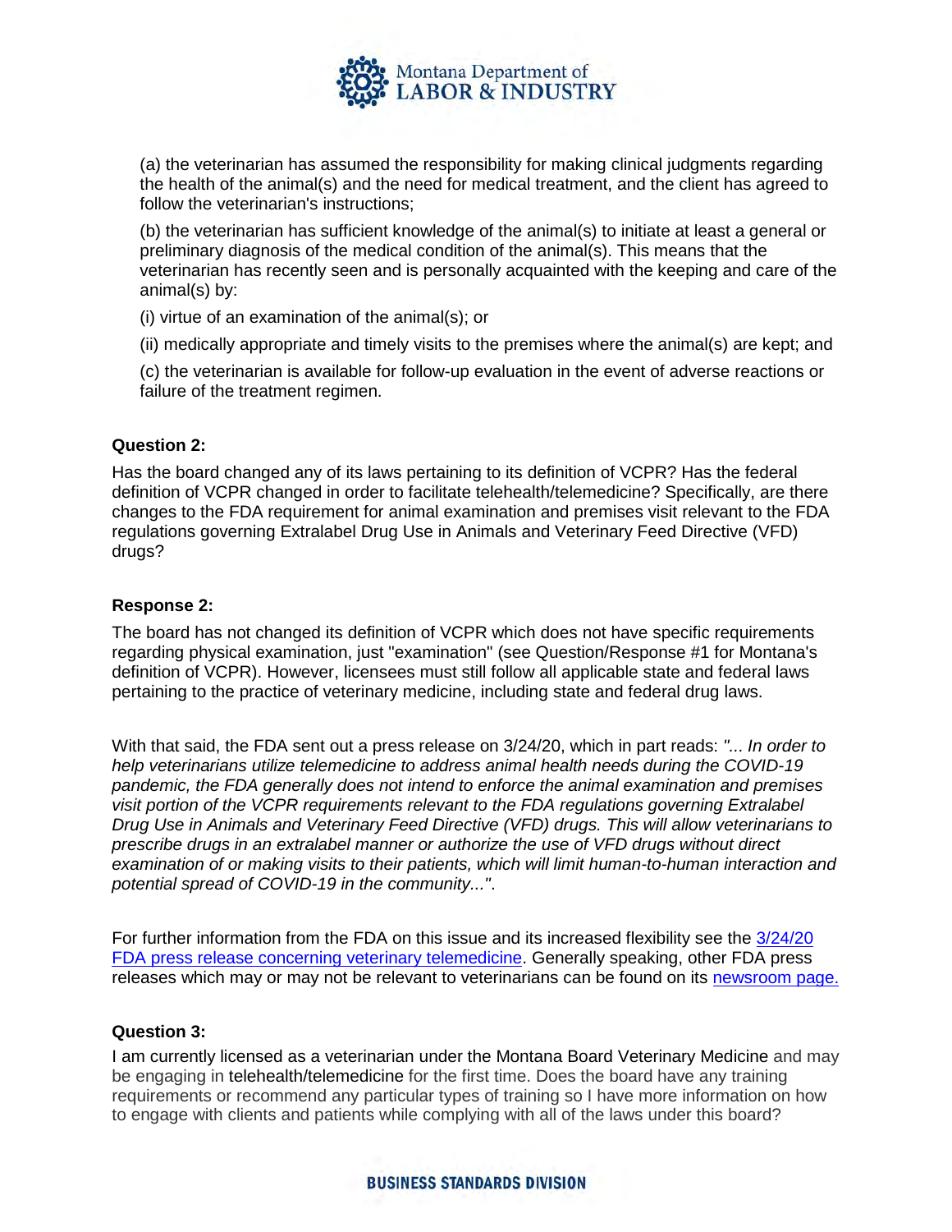(a) the veterinarian has assumed the responsibility for making clinical judgments regarding the health of the animal(s) and the need for medical treatment, and the client has agreed to follow the veterinarian's instructions;

(b) the veterinarian has sufficient knowledge of the animal(s) to initiate at least a general or preliminary diagnosis of the medical condition of the animal(s). This means that the veterinarian has recently seen and is personally acquainted with the keeping and care of the animal(s) by:

(i) virtue of an examination of the animal(s); or

(ii) medically appropriate and timely visits to the premises where the animal(s) are kept; and

(c) the veterinarian is available for follow-up evaluation in the event of adverse reactions or failure of the treatment regimen.

**Question 2:**

Has the board changed any of its laws pertaining to its definition of VCPR? Has the federal definition of VCPR changed in order to facilitate telehealth/telemedicine? Specifically, are there changes to the FDA requirement for animal examination and premises visit relevant to the FDA regulations governing Extralabel Drug Use in Animals and Veterinary Feed Directive (VFD) drugs?

**Response 2:**

The board has not changed its definition of VCPR which does not have specific requirements regarding physical examination, just "examination" (see Question/Response #1 for Montana's definition of VCPR). However, licensees must still follow all applicable state and federal laws pertaining to the practice of veterinary medicine, including state and federal drug laws.

With that said, the FDA sent out a press release on 3/24/20, which in part reads: *"... In order to help veterinarians utilize telemedicine to address animal health needs during the COVID-19 pandemic, the FDA generally does not intend to enforce the animal examination and premises visit portion of the VCPR requirements relevant to the FDA regulations governing Extralabel Drug Use in Animals and Veterinary Feed Directive (VFD) drugs. This will allow veterinarians to prescribe drugs in an extralabel manner or authorize the use of VFD drugs without direct examination of or making visits to their patients, which will limit human-to-human interaction and potential spread of COVID-19 in the community..."*.

For further information from the FDA on this issue and its increased flexibility see the 3/24/20 FDA press release concerning veterinary telemedicine. Generally speaking, other FDA press releases which may or may not be relevant to veterinarians can be found on its newsroom page.

**Question 3:**

I am currently licensed as a veterinarian under the Montana Board Veterinary Medicine and may be engaging in telehealth/telemedicine for the first time. Does the board have any training requirements or recommend any particular types of training so I have more information on how to engage with clients and patients while complying with all of the laws under this board?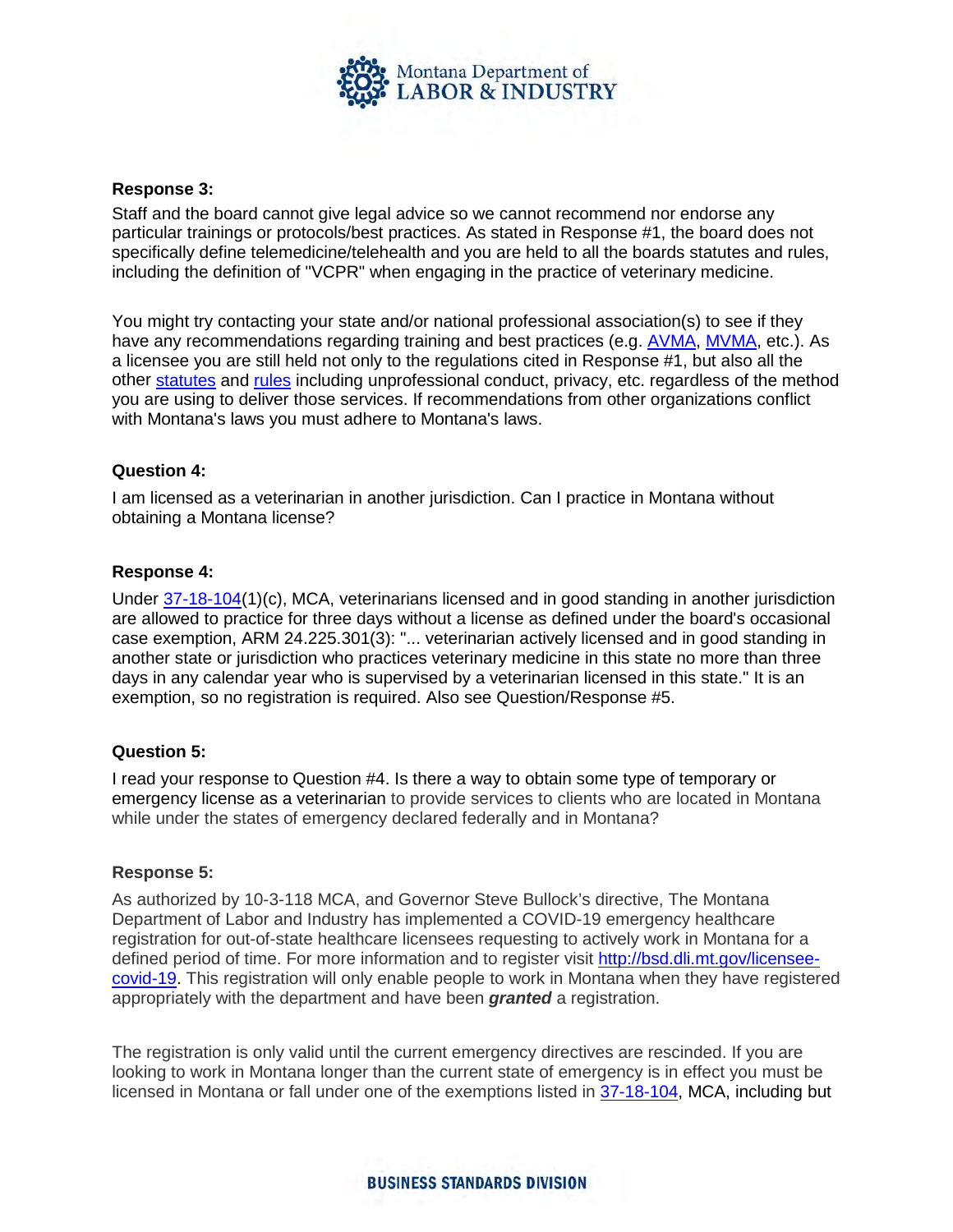**Response 3:**

Staff and the board cannot give legal advice so we cannot recommend nor endorse any particular trainings or protocols/best practices. As stated in Response #1, the board does not specifically define telemedicine/telehealth and you are held to all the boards statutes and rules, including the definition of "VCPR" when engaging in the practice of veterinary medicine.

You might try contacting your state and/or national professional association(s) to see if they have any recommendations regarding training and best practices (e.g. AVMA, MVMA, etc.). As a licensee you are still held not only to the regulations cited in Response #1, but also all the other statutes and rules including unprofessional conduct, privacy, etc. regardless of the method you are using to deliver those services. If recommendations from other organizations conflict with Montana's laws you must adhere to Montana's laws.

**Question 4:**

I am licensed as a veterinarian in another jurisdiction. Can I practice in Montana without obtaining a Montana license?

**Response 4:**

Under 37-18-104(1)(c), MCA, veterinarians licensed and in good standing in another jurisdiction are allowed to practice for three days without a license as defined under the board's occasional case exemption, ARM 24.225.301(3): "... veterinarian actively licensed and in good standing in another state or jurisdiction who practices veterinary medicine in this state no more than three days in any calendar year who is supervised by a veterinarian licensed in this state." It is an exemption, so no registration is required. Also see Question/Response #5.

**Question 5:**

I read your response to Question #4. Is there a way to obtain some type of temporary or emergency license as a veterinarian to provide services to clients who are located in Montana while under the states of emergency declared federally and in Montana?

**Response 5:**

As authorized by 10-3-118 MCA, and Governor Steve Bullock's directive, The Montana Department of Labor and Industry has implemented a COVID-19 emergency healthcare registration for out-of-state healthcare licensees requesting to actively work in Montana for a defined period of time. For more information and to register visit http://bsd.dli.mt.gov/licensee-covid-19. This registration will only enable people to work in Montana when they have registered appropriately with the department and have been ***granted*** a registration.

The registration is only valid until the current emergency directives are rescinded. If you are looking to work in Montana longer than the current state of emergency is in effect you must be licensed in Montana or fall under one of the exemptions listed in 37-18-104, MCA, including but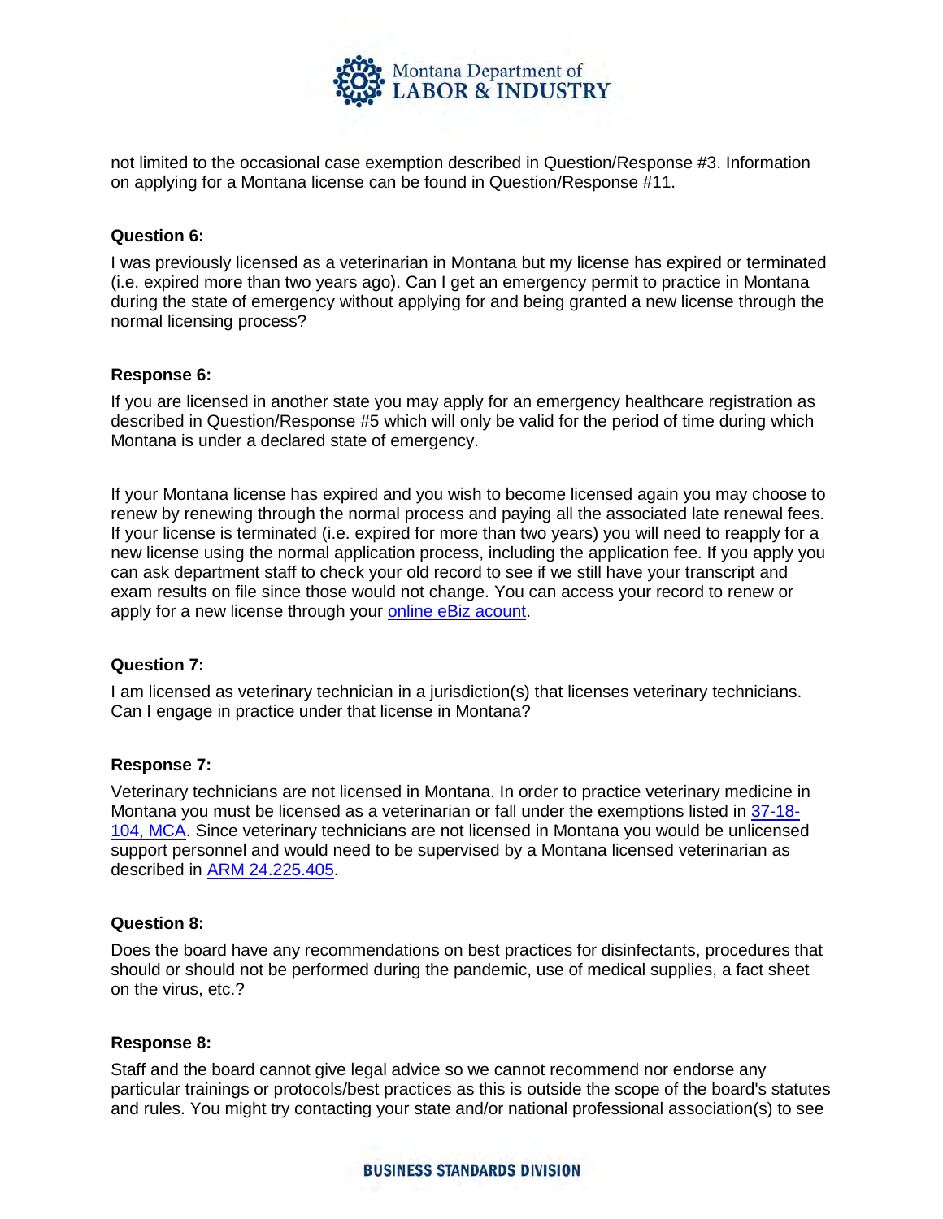not limited to the occasional case exemption described in Question/Response #3. Information on applying for a Montana license can be found in Question/Response #11.

**Question 6:**

I was previously licensed as a veterinarian in Montana but my license has expired or terminated (i.e. expired more than two years ago). Can I get an emergency permit to practice in Montana during the state of emergency without applying for and being granted a new license through the normal licensing process?

**Response 6:**

If you are licensed in another state you may apply for an emergency healthcare registration as described in Question/Response #5 which will only be valid for the period of time during which Montana is under a declared state of emergency.

If your Montana license has expired and you wish to become licensed again you may choose to renew by renewing through the normal process and paying all the associated late renewal fees. If your license is terminated (i.e. expired for more than two years) you will need to reapply for a new license using the normal application process, including the application fee. If you apply you can ask department staff to check your old record to see if we still have your transcript and exam results on file since those would not change. You can access your record to renew or apply for a new license through your online eBiz acount.

**Question 7:**

I am licensed as veterinary technician in a jurisdiction(s) that licenses veterinary technicians. Can I engage in practice under that license in Montana?

**Response 7:**

Veterinary technicians are not licensed in Montana. In order to practice veterinary medicine in Montana you must be licensed as a veterinarian or fall under the exemptions listed in 37-18-104, MCA. Since veterinary technicians are not licensed in Montana you would be unlicensed support personnel and would need to be supervised by a Montana licensed veterinarian as described in ARM 24.225.405.

**Question 8:**

Does the board have any recommendations on best practices for disinfectants, procedures that should or should not be performed during the pandemic, use of medical supplies, a fact sheet on the virus, etc.?

**Response 8:**

Staff and the board cannot give legal advice so we cannot recommend nor endorse any particular trainings or protocols/best practices as this is outside the scope of the board's statutes and rules. You might try contacting your state and/or national professional association(s) to see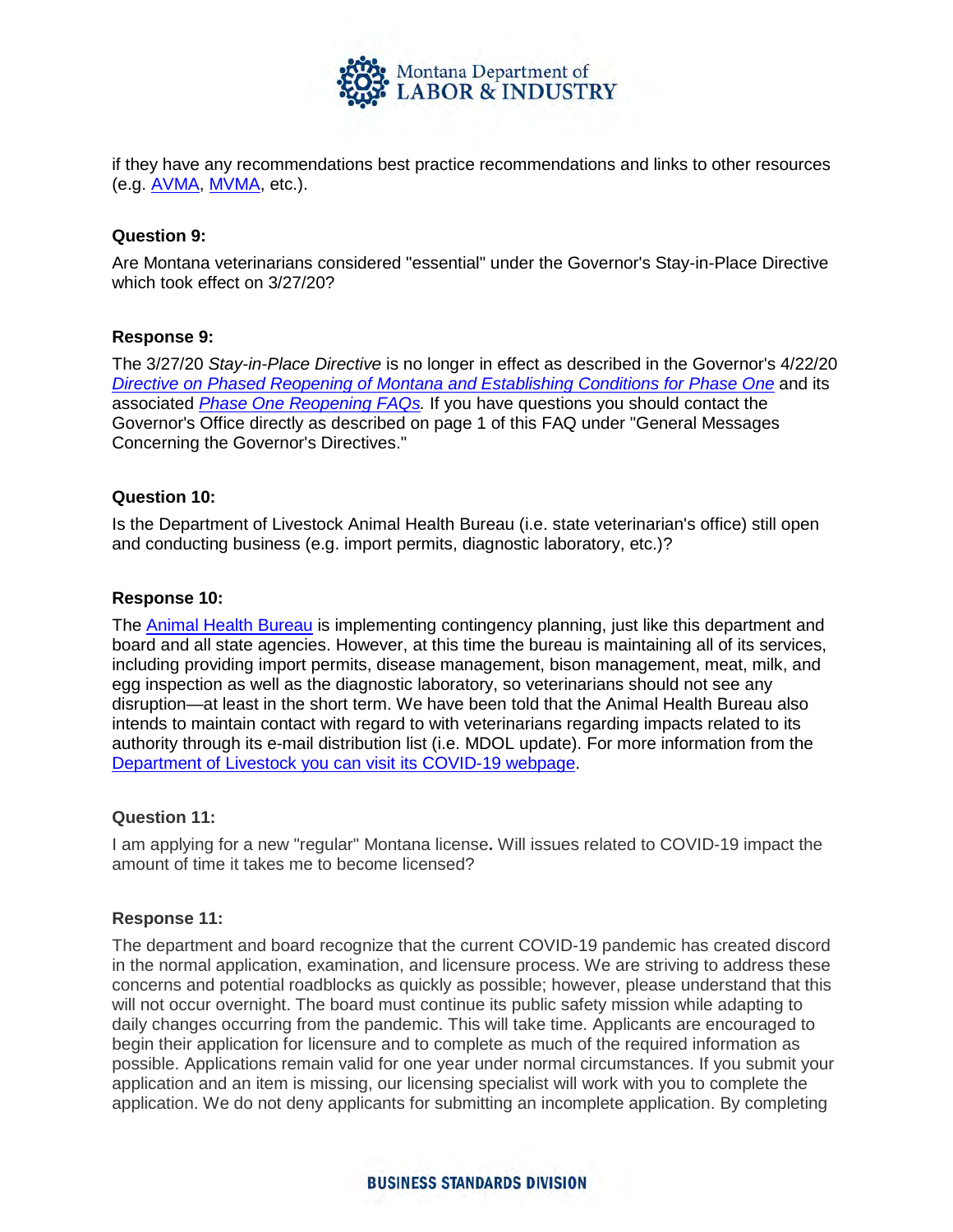if they have any recommendations best practice recommendations and links to other resources (e.g. AVMA, MVMA, etc.).

**Question 9:**

Are Montana veterinarians considered "essential" under the Governor's Stay-in-Place Directive which took effect on 3/27/20?

**Response 9:**

The 3/27/20 *Stay-in-Place Directive* is no longer in effect as described in the Governor's 4/22/20 *Directive on Phased Reopening of Montana and Establishing Conditions for Phase One* and its associated *Phase One Reopening FAQs.* If you have questions you should contact the Governor's Office directly as described on page 1 of this FAQ under "General Messages Concerning the Governor's Directives."

**Question 10:**

Is the Department of Livestock Animal Health Bureau (i.e. state veterinarian's office) still open and conducting business (e.g. import permits, diagnostic laboratory, etc.)?

**Response 10:**

The Animal Health Bureau is implementing contingency planning, just like this department and board and all state agencies. However, at this time the bureau is maintaining all of its services, including providing import permits, disease management, bison management, meat, milk, and egg inspection as well as the diagnostic laboratory, so veterinarians should not see any disruption—at least in the short term. We have been told that the Animal Health Bureau also intends to maintain contact with regard to with veterinarians regarding impacts related to its authority through its e-mail distribution list (i.e. MDOL update). For more information from the Department of Livestock you can visit its COVID-19 webpage.

**Question 11:**

I am applying for a new "regular" Montana license**.** Will issues related to COVID-19 impact the amount of time it takes me to become licensed?

**Response 11:**

The department and board recognize that the current COVID-19 pandemic has created discord in the normal application, examination, and licensure process. We are striving to address these concerns and potential roadblocks as quickly as possible; however, please understand that this will not occur overnight. The board must continue its public safety mission while adapting to daily changes occurring from the pandemic. This will take time. Applicants are encouraged to begin their application for licensure and to complete as much of the required information as possible. Applications remain valid for one year under normal circumstances. If you submit your application and an item is missing, our licensing specialist will work with you to complete the application. We do not deny applicants for submitting an incomplete application. By completing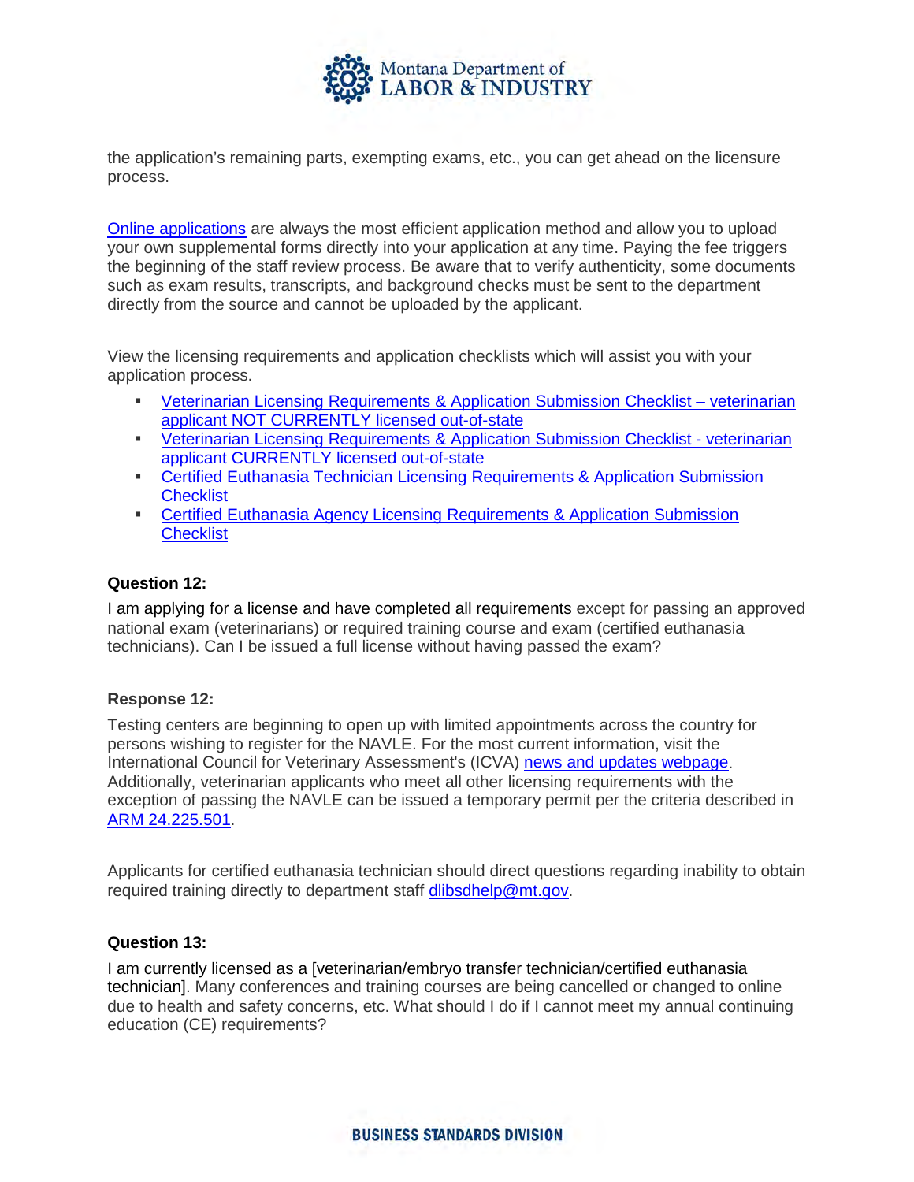the application's remaining parts, exempting exams, etc., you can get ahead on the licensure process.

Online applications are always the most efficient application method and allow you to upload your own supplemental forms directly into your application at any time. Paying the fee triggers the beginning of the staff review process. Be aware that to verify authenticity, some documents such as exam results, transcripts, and background checks must be sent to the department directly from the source and cannot be uploaded by the applicant.

View the licensing requirements and application checklists which will assist you with your application process.

- Veterinarian Licensing Requirements & Application Submission Checklist – veterinarian applicant NOT CURRENTLY licensed out-of-state
- Veterinarian Licensing Requirements & Application Submission Checklist - veterinarian applicant CURRENTLY licensed out-of-state
- Certified Euthanasia Technician Licensing Requirements & Application Submission Checklist
- Certified Euthanasia Agency Licensing Requirements & Application Submission Checklist

**Question 12:**

I am applying for a license and have completed all requirements except for passing an approved national exam (veterinarians) or required training course and exam (certified euthanasia technicians). Can I be issued a full license without having passed the exam?

**Response 12:**

Testing centers are beginning to open up with limited appointments across the country for persons wishing to register for the NAVLE. For the most current information, visit the International Council for Veterinary Assessment's (ICVA) news and updates webpage. Additionally, veterinarian applicants who meet all other licensing requirements with the exception of passing the NAVLE can be issued a temporary permit per the criteria described in ARM 24.225.501.

Applicants for certified euthanasia technician should direct questions regarding inability to obtain required training directly to department staff dlibsdhelp@mt.gov.

**Question 13:**

I am currently licensed as a [veterinarian/embryo transfer technician/certified euthanasia technician]. Many conferences and training courses are being cancelled or changed to online due to health and safety concerns, etc. What should I do if I cannot meet my annual continuing education (CE) requirements?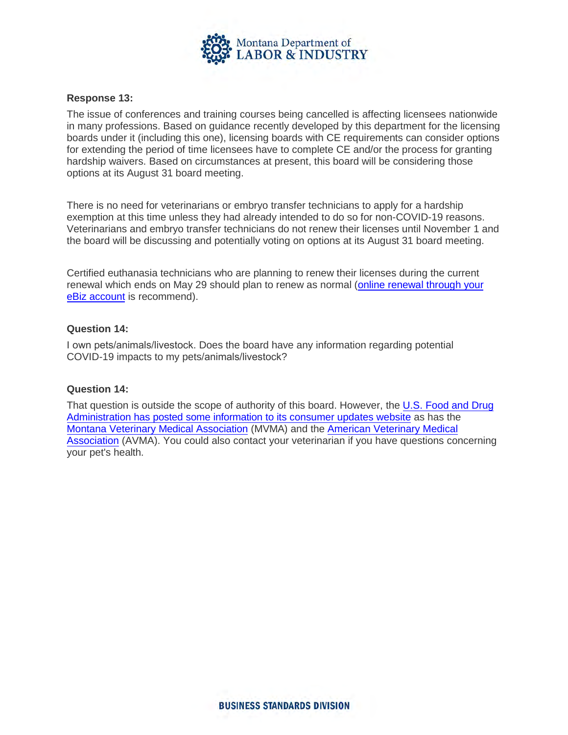**Response 13:**

The issue of conferences and training courses being cancelled is affecting licensees nationwide in many professions. Based on guidance recently developed by this department for the licensing boards under it (including this one), licensing boards with CE requirements can consider options for extending the period of time licensees have to complete CE and/or the process for granting hardship waivers. Based on circumstances at present, this board will be considering those options at its August 31 board meeting.

There is no need for veterinarians or embryo transfer technicians to apply for a hardship exemption at this time unless they had already intended to do so for non-COVID-19 reasons. Veterinarians and embryo transfer technicians do not renew their licenses until November 1 and the board will be discussing and potentially voting on options at its August 31 board meeting.

Certified euthanasia technicians who are planning to renew their licenses during the current renewal which ends on May 29 should plan to renew as normal (online renewal through your eBiz account is recommend).

**Question 14:**

I own pets/animals/livestock. Does the board have any information regarding potential COVID-19 impacts to my pets/animals/livestock?

**Question 14:**

That question is outside the scope of authority of this board. However, the U.S. Food and Drug Administration has posted some information to its consumer updates website as has the Montana Veterinary Medical Association (MVMA) and the American Veterinary Medical Association (AVMA). You could also contact your veterinarian if you have questions concerning your pet's health.